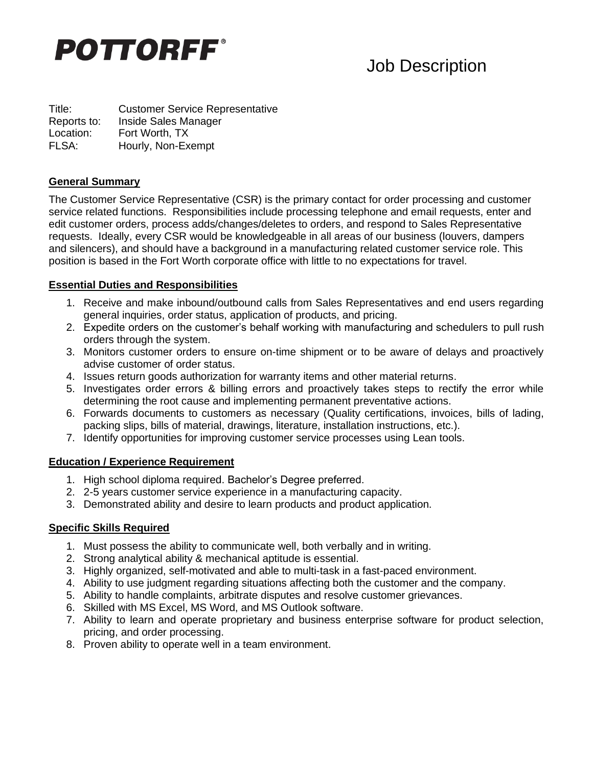**POTTORFF®**

# Job Description

Title: Customer Service Representative
Reports to: Inside Sales Manager
Location: Fort Worth, TX
FLSA: Hourly, Non-Exempt

## General Summary

The Customer Service Representative (CSR) is the primary contact for order processing and customer service related functions. Responsibilities include processing telephone and email requests, enter and edit customer orders, process adds/changes/deletes to orders, and respond to Sales Representative requests. Ideally, every CSR would be knowledgeable in all areas of our business (louvers, dampers and silencers), and should have a background in a manufacturing related customer service role. This position is based in the Fort Worth corporate office with little to no expectations for travel.

## Essential Duties and Responsibilities

1. Receive and make inbound/outbound calls from Sales Representatives and end users regarding general inquiries, order status, application of products, and pricing.
2. Expedite orders on the customer's behalf working with manufacturing and schedulers to pull rush orders through the system.
3. Monitors customer orders to ensure on-time shipment or to be aware of delays and proactively advise customer of order status.
4. Issues return goods authorization for warranty items and other material returns.
5. Investigates order errors & billing errors and proactively takes steps to rectify the error while determining the root cause and implementing permanent preventative actions.
6. Forwards documents to customers as necessary (Quality certifications, invoices, bills of lading, packing slips, bills of material, drawings, literature, installation instructions, etc.).
7. Identify opportunities for improving customer service processes using Lean tools.

## Education / Experience Requirement

1. High school diploma required. Bachelor's Degree preferred.
2. 2-5 years customer service experience in a manufacturing capacity.
3. Demonstrated ability and desire to learn products and product application.

## Specific Skills Required

1. Must possess the ability to communicate well, both verbally and in writing.
2. Strong analytical ability & mechanical aptitude is essential.
3. Highly organized, self-motivated and able to multi-task in a fast-paced environment.
4. Ability to use judgment regarding situations affecting both the customer and the company.
5. Ability to handle complaints, arbitrate disputes and resolve customer grievances.
6. Skilled with MS Excel, MS Word, and MS Outlook software.
7. Ability to learn and operate proprietary and business enterprise software for product selection, pricing, and order processing.
8. Proven ability to operate well in a team environment.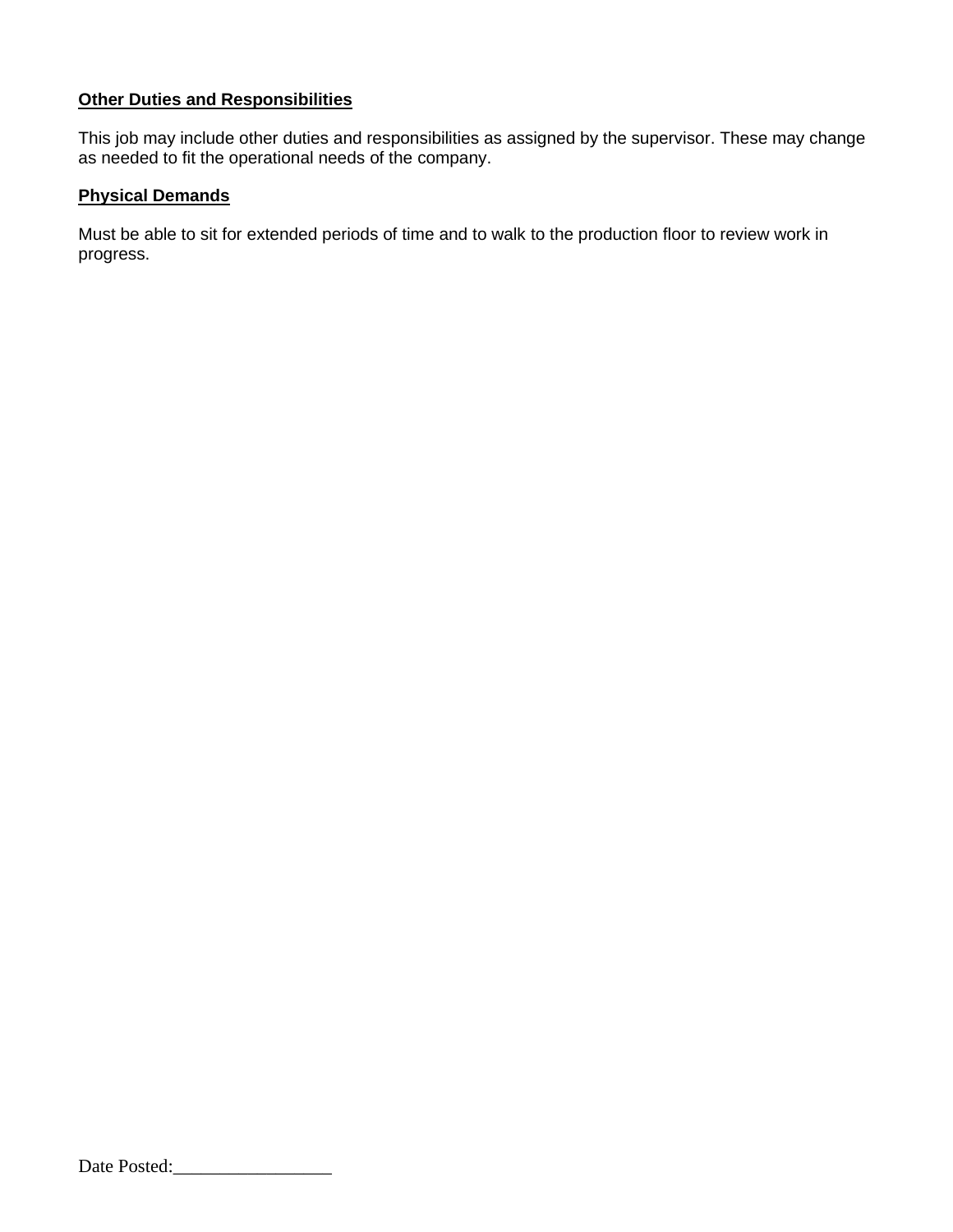**Other Duties and Responsibilities**

This job may include other duties and responsibilities as assigned by the supervisor. These may change as needed to fit the operational needs of the company.

**Physical Demands**

Must be able to sit for extended periods of time and to walk to the production floor to review work in progress.

Date Posted:_________________